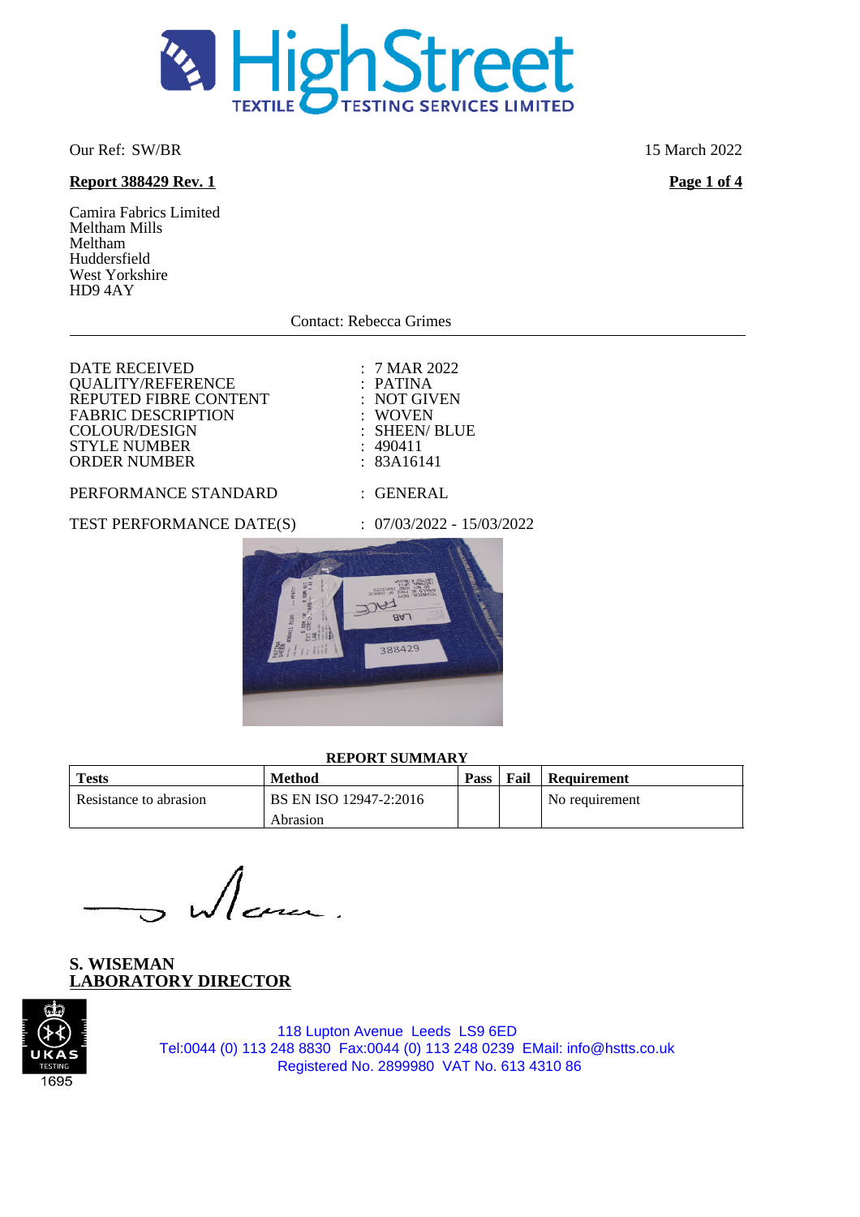# HighStreet TEXTILE TESTING SERVICES LIMITED

Our Ref: SW/BR

15 March 2022

**Report 388429 Rev. 1**

Camira Fabrics Limited
Meltham Mills
Meltham
Huddersfield
West Yorkshire
HD9 4AY

Contact: Rebecca Grimes

---

| | |
|---|---|
| DATE RECEIVED | : 7 MAR 2022 |
| QUALITY/REFERENCE | : PATINA |
| REPUTED FIBRE CONTENT | : NOT GIVEN |
| FABRIC DESCRIPTION | : WOVEN |
| COLOUR/DESIGN | : SHEEN/ BLUE |
| STYLE NUMBER | : 490411 |
| ORDER NUMBER | : 83A16141 |
| PERFORMANCE STANDARD | : GENERAL |
| TEST PERFORMANCE DATE(S) | : 07/03/2022 - 15/03/2022 |

**REPORT SUMMARY**

| Tests | Method | Pass | Fail | Requirement |
|---|---|---|---|---|
| Resistance to abrasion | BS EN ISO 12947-2:2016 Abrasion | | | No requirement |

**S. WISEMAN**
**LABORATORY DIRECTOR**

UKAS TESTING 1695

118 Lupton Avenue Leeds LS9 6ED
Tel:0044 (0) 113 248 8830 Fax:0044 (0) 113 248 0239 EMail: info@hstts.co.uk
Registered No. 2899980 VAT No. 613 4310 86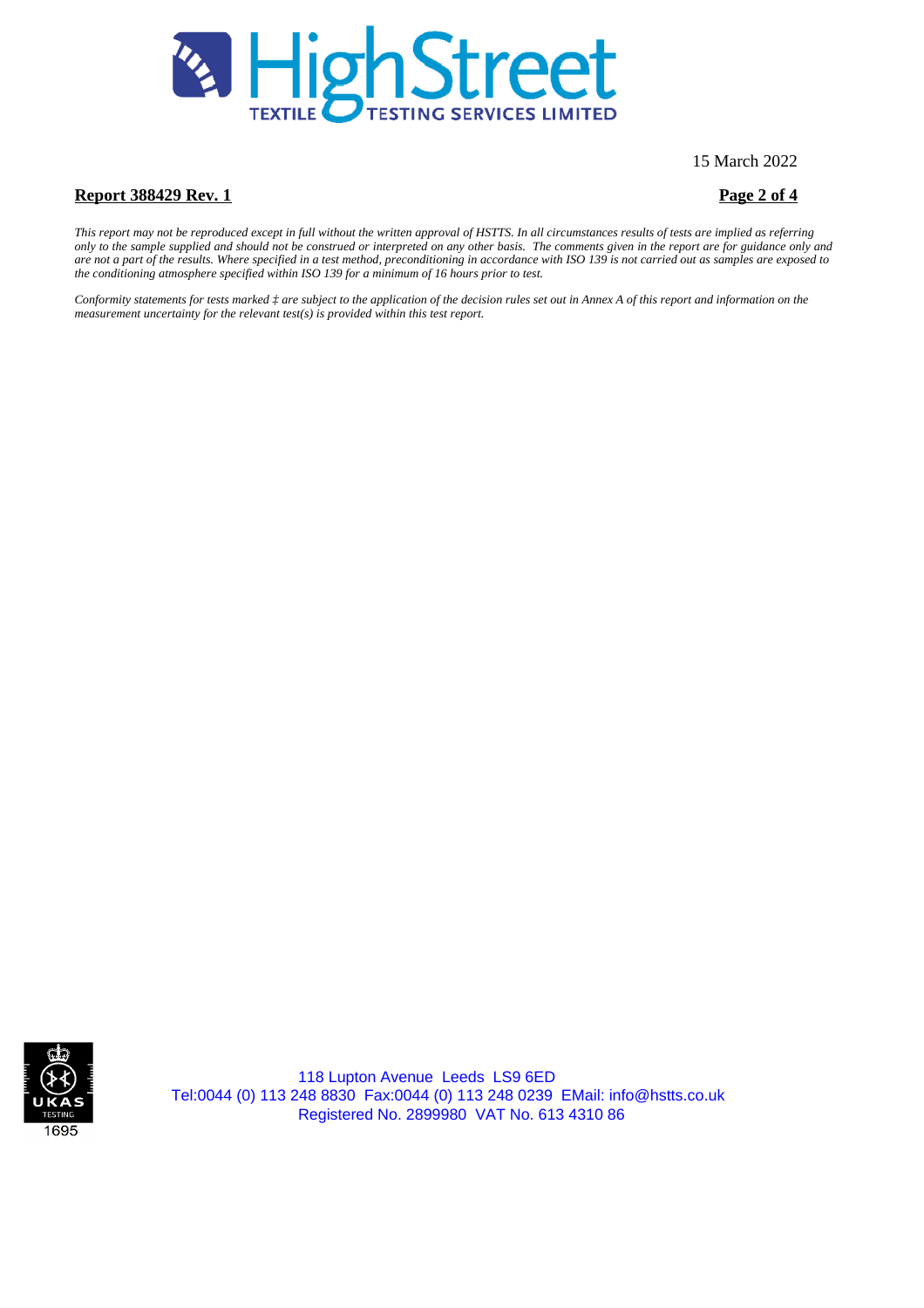15 March 2022

**Report 388429 Rev. 1**

*This report may not be reproduced except in full without the written approval of HSTTS. In all circumstances results of tests are implied as referring only to the sample supplied and should not be construed or interpreted on any other basis. The comments given in the report are for guidance only and are not a part of the results. Where specified in a test method, preconditioning in accordance with ISO 139 is not carried out as samples are exposed to the conditioning atmosphere specified within ISO 139 for a minimum of 16 hours prior to test.*

*Conformity statements for tests marked ‡ are subject to the application of the decision rules set out in Annex A of this report and information on the measurement uncertainty for the relevant test(s) is provided within this test report.*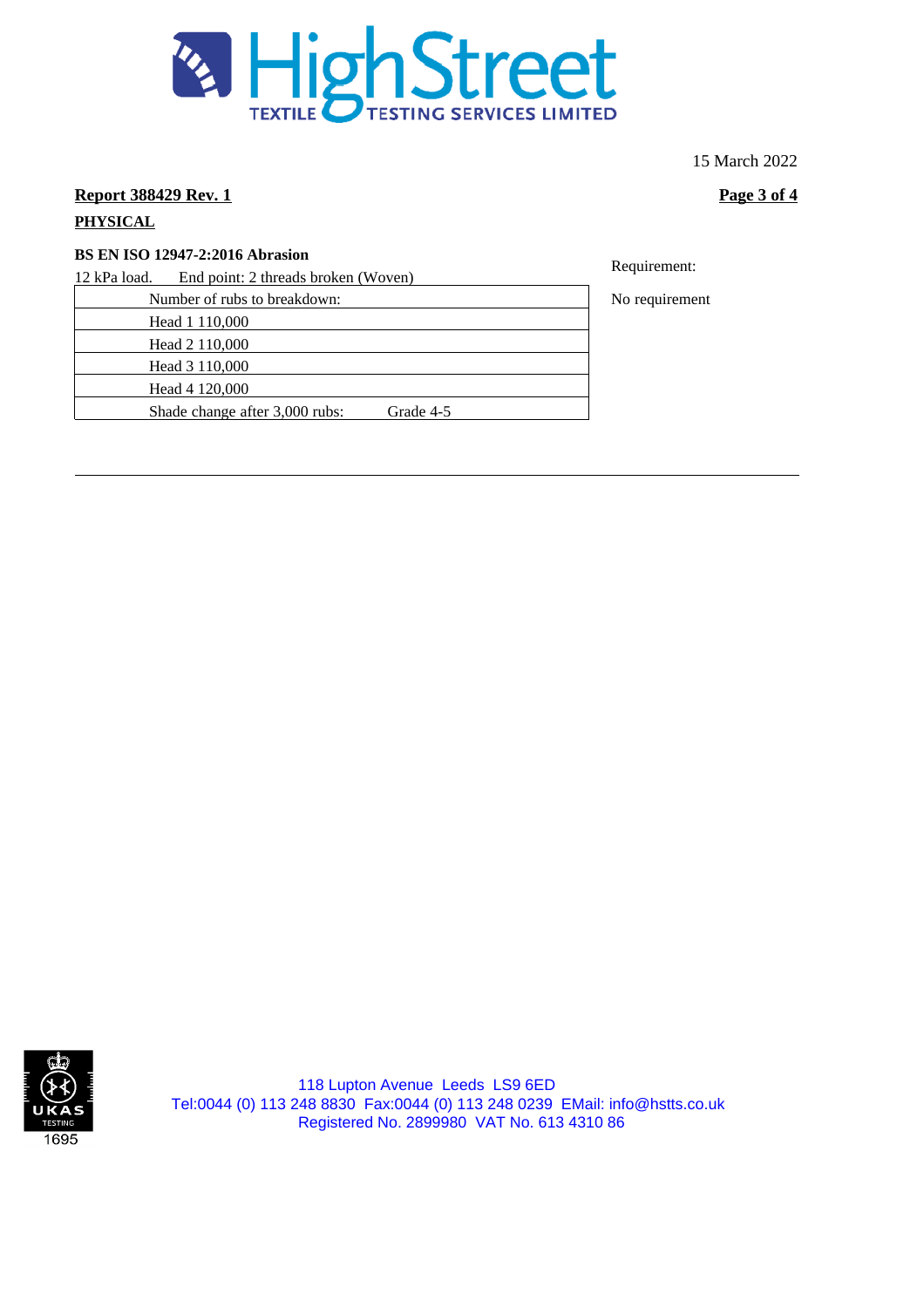15 March 2022

**Report 388429 Rev. 1**

**PHYSICAL**

**BS EN ISO 12947-2:2016 Abrasion**

12 kPa load. End point: 2 threads broken (Woven)

| Number of rubs to breakdown: | |
|---|---|
| Head 1 110,000 | |
| Head 2 110,000 | |
| Head 3 110,000 | |
| Head 4 120,000 | |
| Shade change after 3,000 rubs: | Grade 4-5 |

Requirement:

No requirement

118 Lupton Avenue Leeds LS9 6ED
Tel:0044 (0) 113 248 8830 Fax:0044 (0) 113 248 0239 EMail: info@hstts.co.uk
Registered No. 2899980 VAT No. 613 4310 86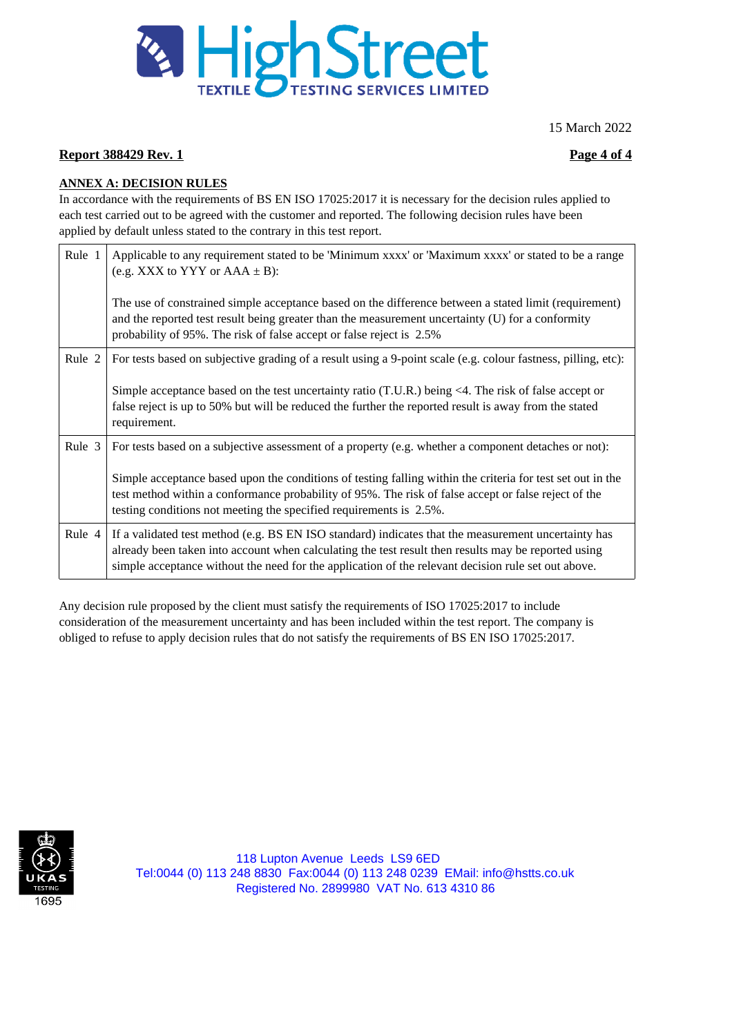15 March 2022

**Report 388429 Rev. 1**

## ANNEX A: DECISION RULES

In accordance with the requirements of BS EN ISO 17025:2017 it is necessary for the decision rules applied to each test carried out to be agreed with the customer and reported. The following decision rules have been applied by default unless stated to the contrary in this test report.

| | |
|---|---|
| Rule 1 | Applicable to any requirement stated to be 'Minimum xxxx' or 'Maximum xxxx' or stated to be a range (e.g. XXX to YYY or AAA ± B):<br><br>The use of constrained simple acceptance based on the difference between a stated limit (requirement) and the reported test result being greater than the measurement uncertainty (U) for a conformity probability of 95%. The risk of false accept or false reject is 2.5% |
| Rule 2 | For tests based on subjective grading of a result using a 9-point scale (e.g. colour fastness, pilling, etc):<br><br>Simple acceptance based on the test uncertainty ratio (T.U.R.) being <4. The risk of false accept or false reject is up to 50% but will be reduced the further the reported result is away from the stated requirement. |
| Rule 3 | For tests based on a subjective assessment of a property (e.g. whether a component detaches or not):<br><br>Simple acceptance based upon the conditions of testing falling within the criteria for test set out in the test method within a conformance probability of 95%. The risk of false accept or false reject of the testing conditions not meeting the specified requirements is 2.5%. |
| Rule 4 | If a validated test method (e.g. BS EN ISO standard) indicates that the measurement uncertainty has already been taken into account when calculating the test result then results may be reported using simple acceptance without the need for the application of the relevant decision rule set out above. |

Any decision rule proposed by the client must satisfy the requirements of ISO 17025:2017 to include consideration of the measurement uncertainty and has been included within the test report. The company is obliged to refuse to apply decision rules that do not satisfy the requirements of BS EN ISO 17025:2017.

118 Lupton Avenue Leeds LS9 6ED
Tel:0044 (0) 113 248 8830 Fax:0044 (0) 113 248 0239 EMail: info@hstts.co.uk
Registered No. 2899980 VAT No. 613 4310 86